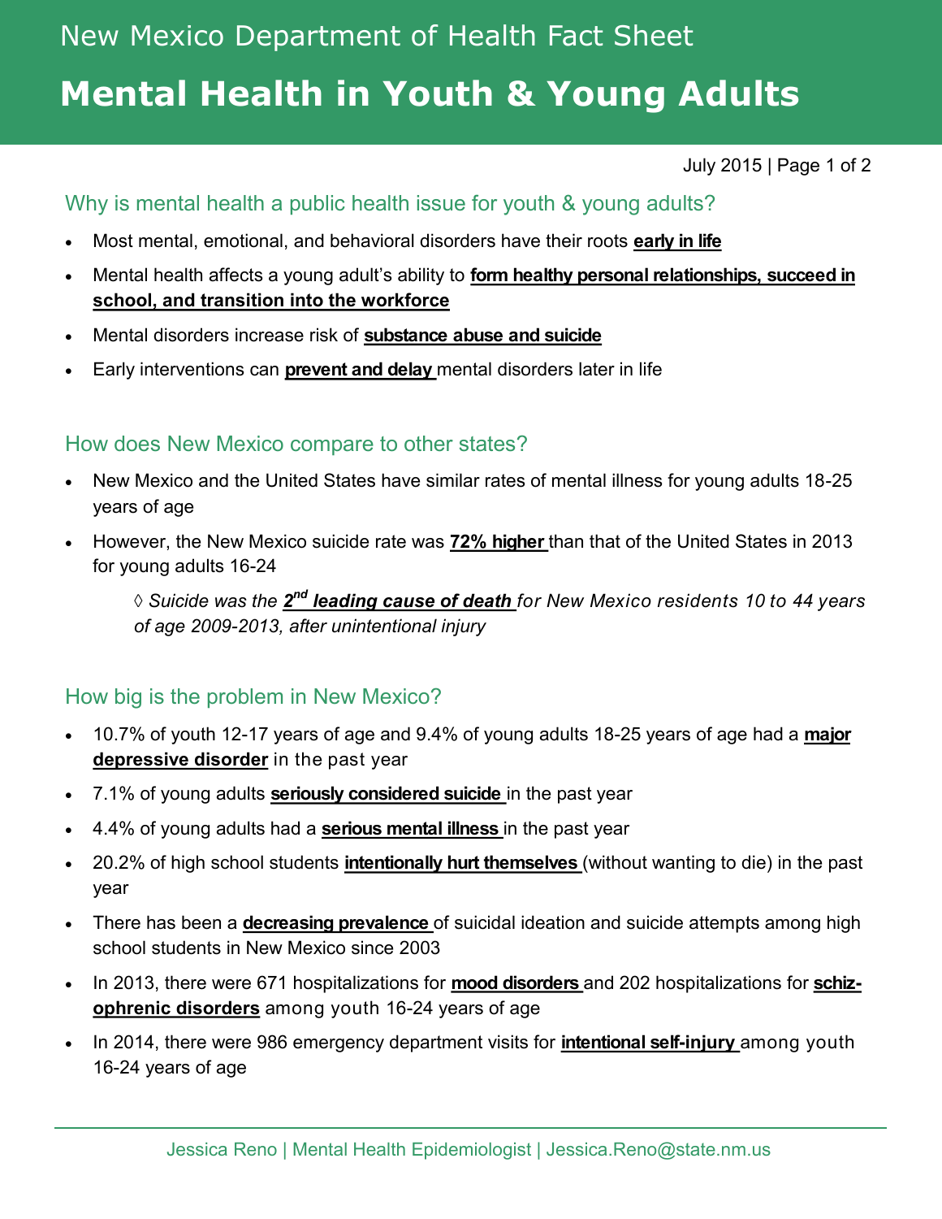New Mexico Department of Health Fact Sheet

# Mental Health in Youth & Young Adults

July 2015

## Why is mental health a public health issue for youth & young adults?

- Most mental, emotional, and behavioral disorders have their roots **early in life**
- Mental health affects a young adult's ability to **form healthy personal relationships, succeed in school, and transition into the workforce**
- Mental disorders increase risk of **substance abuse and suicide**
- Early interventions can **prevent and delay** mental disorders later in life

## How does New Mexico compare to other states?

- New Mexico and the United States have similar rates of mental illness for young adults 18-25 years of age
- However, the New Mexico suicide rate was **72% higher** than that of the United States in 2013 for young adults 16-24

  ◊ *Suicide was the **2nd leading cause of death** for New Mexico residents 10 to 44 years of age 2009-2013, after unintentional injury*

## How big is the problem in New Mexico?

- 10.7% of youth 12-17 years of age and 9.4% of young adults 18-25 years of age had a **major depressive disorder** in the past year
- 7.1% of young adults **seriously considered suicide** in the past year
- 4.4% of young adults had a **serious mental illness** in the past year
- 20.2% of high school students **intentionally hurt themselves** (without wanting to die) in the past year
- There has been a **decreasing prevalence** of suicidal ideation and suicide attempts among high school students in New Mexico since 2003
- In 2013, there were 671 hospitalizations for **mood disorders** and 202 hospitalizations for **schizophrenic disorders** among youth 16-24 years of age
- In 2014, there were 986 emergency department visits for **intentional self-injury** among youth 16-24 years of age

Jessica Reno | Mental Health Epidemiologist | Jessica.Reno@state.nm.us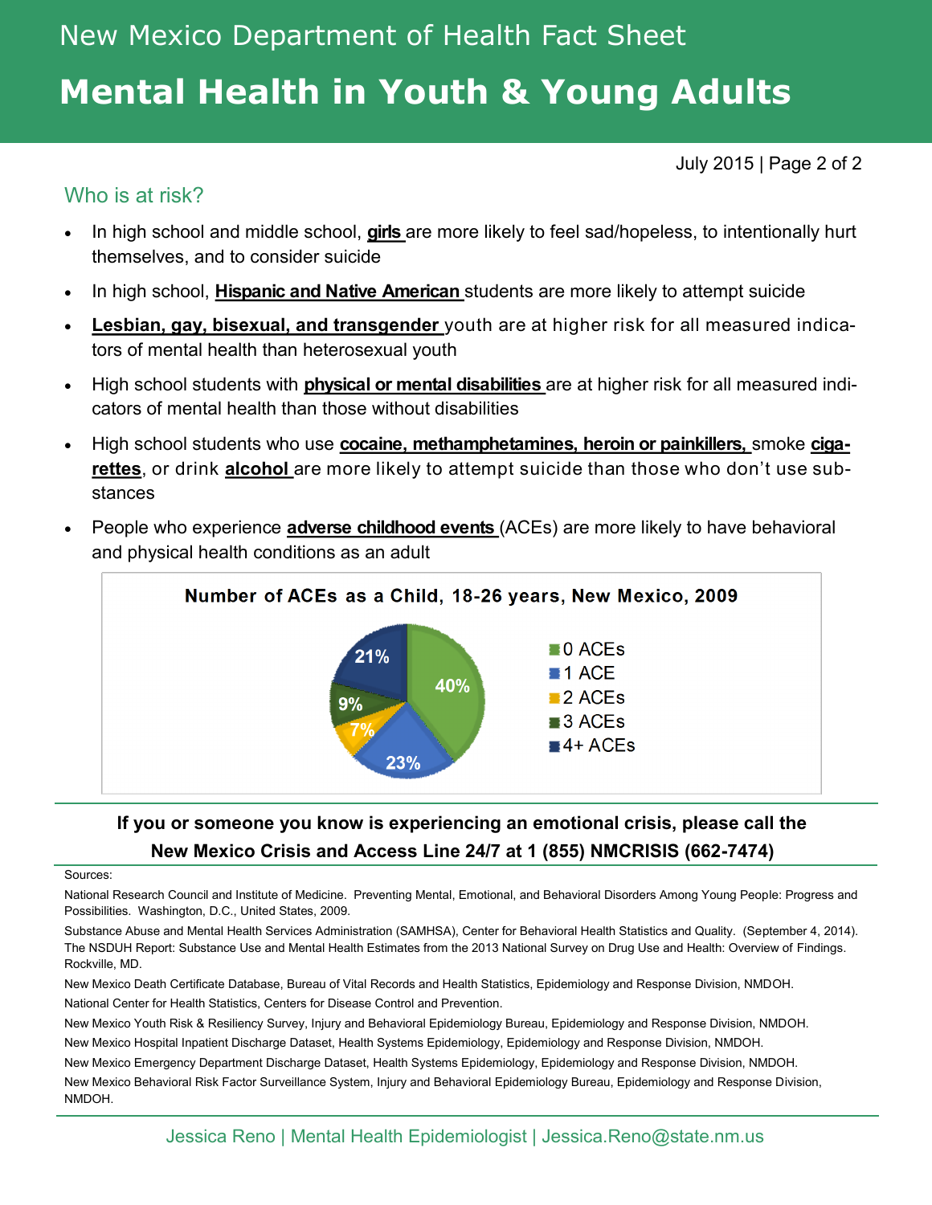# New Mexico Department of Health Fact Sheet

# Mental Health in Youth & Young Adults

July 2015

## Who is at risk?

- In high school and middle school, **girls** are more likely to feel sad/hopeless, to intentionally hurt themselves, and to consider suicide
- In high school, **Hispanic and Native American** students are more likely to attempt suicide
- **Lesbian, gay, bisexual, and transgender** youth are at higher risk for all measured indicators of mental health than heterosexual youth
- High school students with **physical or mental disabilities** are at higher risk for all measured indicators of mental health than those without disabilities
- High school students who use **cocaine, methamphetamines, heroin or painkillers,** smoke **cigarettes**, or drink **alcohol** are more likely to attempt suicide than those who don't use substances
- People who experience **adverse childhood events** (ACEs) are more likely to have behavioral and physical health conditions as an adult

**Number of ACEs as a Child, 18-26 years, New Mexico, 2009**

0 ACEs
1 ACE
2 ACEs
3 ACEs
4+ ACEs

40%
23%
7%
9%
21%

**If you or someone you know is experiencing an emotional crisis, please call the New Mexico Crisis and Access Line 24/7 at 1 (855) NMCRISIS (662-7474)**

Sources:

National Research Council and Institute of Medicine. Preventing Mental, Emotional, and Behavioral Disorders Among Young People: Progress and Possibilities. Washington, D.C., United States, 2009.

Substance Abuse and Mental Health Services Administration (SAMHSA), Center for Behavioral Health Statistics and Quality. (September 4, 2014). The NSDUH Report: Substance Use and Mental Health Estimates from the 2013 National Survey on Drug Use and Health: Overview of Findings. Rockville, MD.

New Mexico Death Certificate Database, Bureau of Vital Records and Health Statistics, Epidemiology and Response Division, NMDOH.

National Center for Health Statistics, Centers for Disease Control and Prevention.

New Mexico Youth Risk & Resiliency Survey, Injury and Behavioral Epidemiology Bureau, Epidemiology and Response Division, NMDOH.

New Mexico Hospital Inpatient Discharge Dataset, Health Systems Epidemiology, Epidemiology and Response Division, NMDOH.

New Mexico Emergency Department Discharge Dataset, Health Systems Epidemiology, Epidemiology and Response Division, NMDOH.

New Mexico Behavioral Risk Factor Surveillance System, Injury and Behavioral Epidemiology Bureau, Epidemiology and Response Division, NMDOH.

Jessica Reno | Mental Health Epidemiologist | Jessica.Reno@state.nm.us